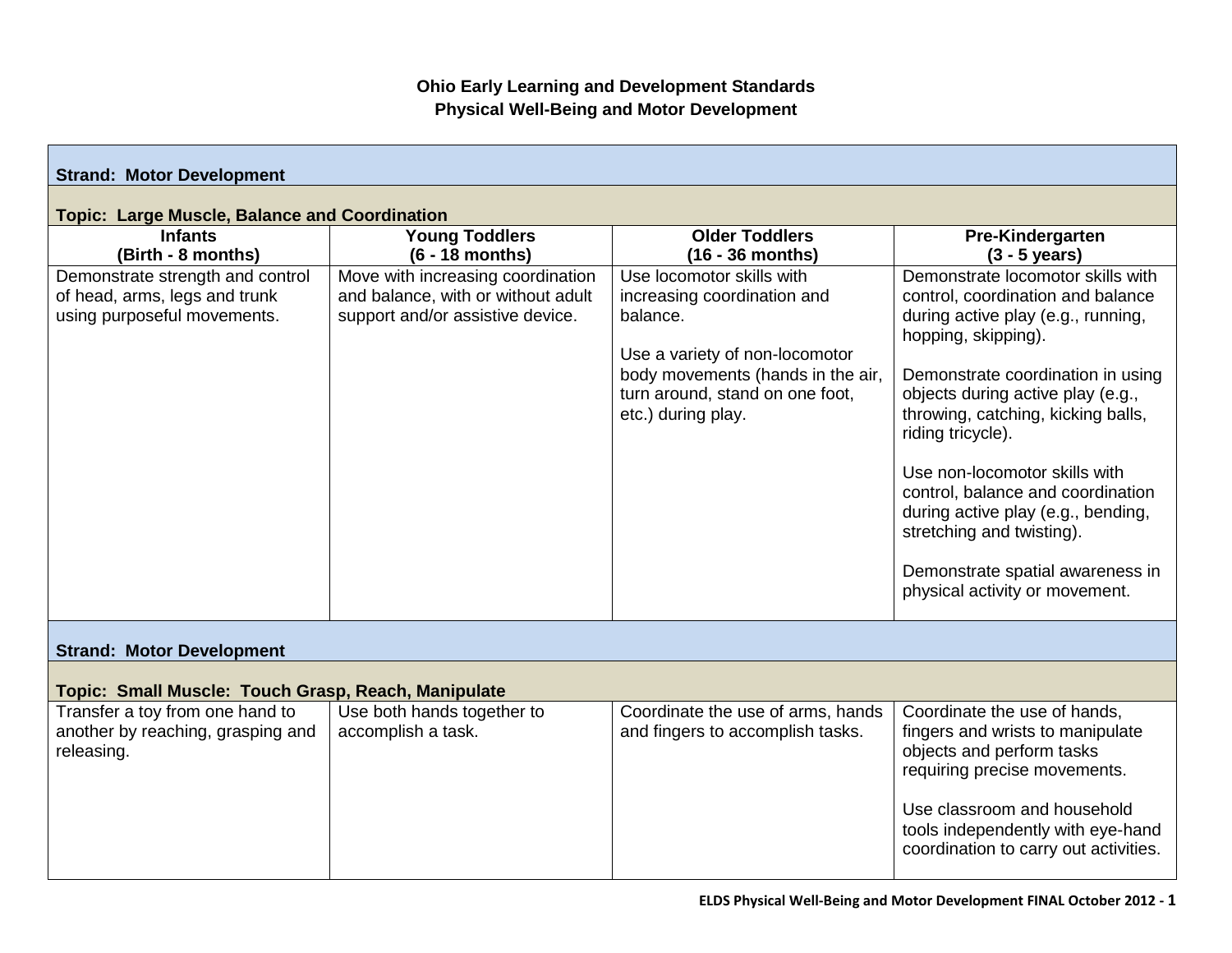# Ohio Early Learning and Development Standards
## Physical Well-Being and Motor Development

| | | | |
|---|---|---|---|
| **Strand: Motor Development** | | | |
| **Topic: Large Muscle, Balance and Coordination** | | | |
| **Infants (Birth - 8 months)** | **Young Toddlers (6 - 18 months)** | **Older Toddlers (16 - 36 months)** | **Pre-Kindergarten (3 - 5 years)** |
| Demonstrate strength and control of head, arms, legs and trunk using purposeful movements. | Move with increasing coordination and balance, with or without adult support and/or assistive device. | Use locomotor skills with increasing coordination and balance.<br><br>Use a variety of non-locomotor body movements (hands in the air, turn around, stand on one foot, etc.) during play. | Demonstrate locomotor skills with control, coordination and balance during active play (e.g., running, hopping, skipping).<br><br>Demonstrate coordination in using objects during active play (e.g., throwing, catching, kicking balls, riding tricycle).<br><br>Use non-locomotor skills with control, balance and coordination during active play (e.g., bending, stretching and twisting).<br><br>Demonstrate spatial awareness in physical activity or movement. |
| **Strand: Motor Development** | | | |
| **Topic: Small Muscle: Touch Grasp, Reach, Manipulate** | | | |
| Transfer a toy from one hand to another by reaching, grasping and releasing. | Use both hands together to accomplish a task. | Coordinate the use of arms, hands and fingers to accomplish tasks. | Coordinate the use of hands, fingers and wrists to manipulate objects and perform tasks requiring precise movements.<br><br>Use classroom and household tools independently with eye-hand coordination to carry out activities. |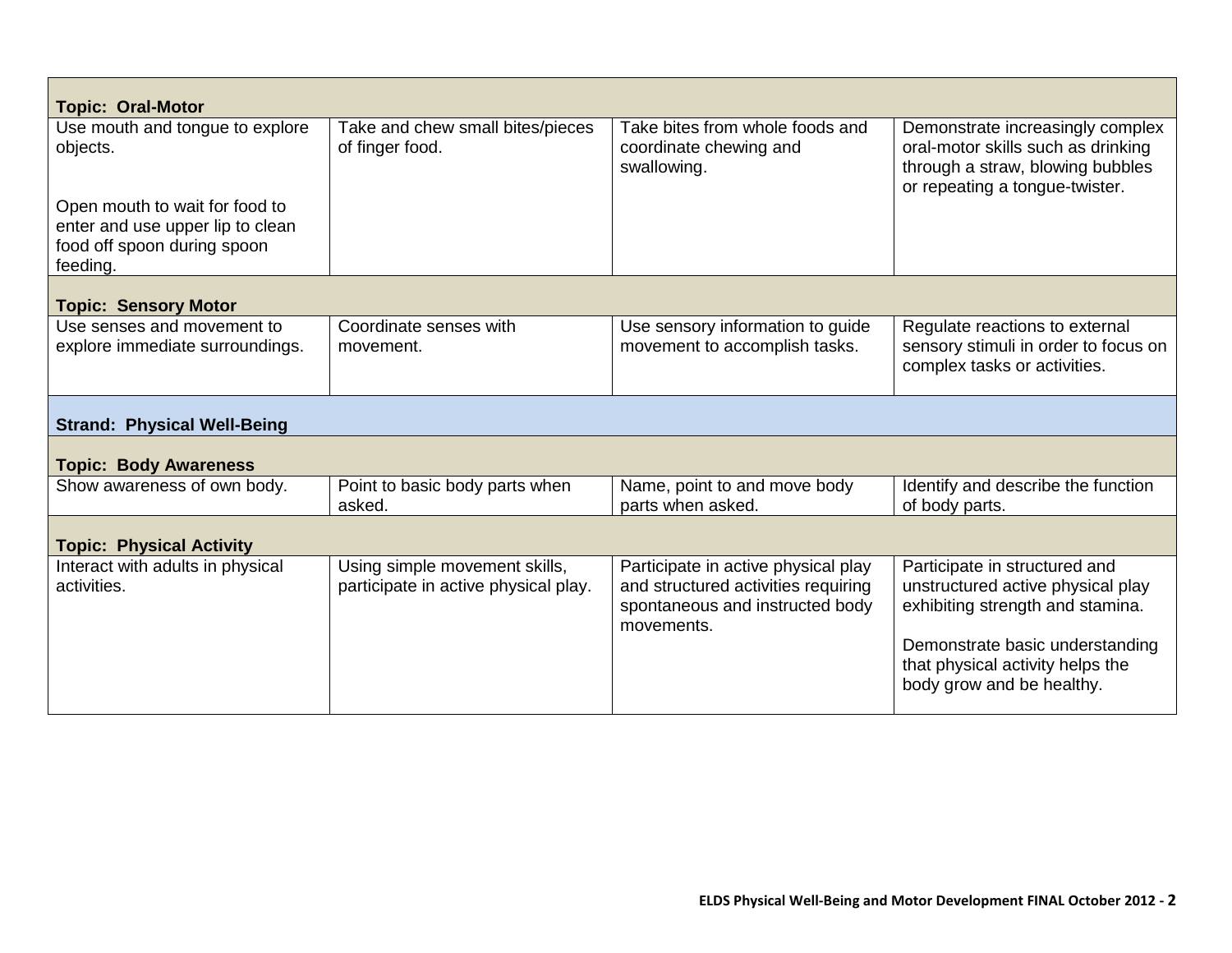| | | | |
|---|---|---|---|
| **Topic: Oral-Motor** | | | |
| Use mouth and tongue to explore objects.<br><br>Open mouth to wait for food to enter and use upper lip to clean food off spoon during spoon feeding. | Take and chew small bites/pieces of finger food. | Take bites from whole foods and coordinate chewing and swallowing. | Demonstrate increasingly complex oral-motor skills such as drinking through a straw, blowing bubbles or repeating a tongue-twister. |
| **Topic: Sensory Motor** | | | |
| Use senses and movement to explore immediate surroundings. | Coordinate senses with movement. | Use sensory information to guide movement to accomplish tasks. | Regulate reactions to external sensory stimuli in order to focus on complex tasks or activities. |
| **Strand: Physical Well-Being** | | | |
| **Topic: Body Awareness** | | | |
| Show awareness of own body. | Point to basic body parts when asked. | Name, point to and move body parts when asked. | Identify and describe the function of body parts. |
| **Topic: Physical Activity** | | | |
| Interact with adults in physical activities. | Using simple movement skills, participate in active physical play. | Participate in active physical play and structured activities requiring spontaneous and instructed body movements. | Participate in structured and unstructured active physical play exhibiting strength and stamina.<br><br>Demonstrate basic understanding that physical activity helps the body grow and be healthy. |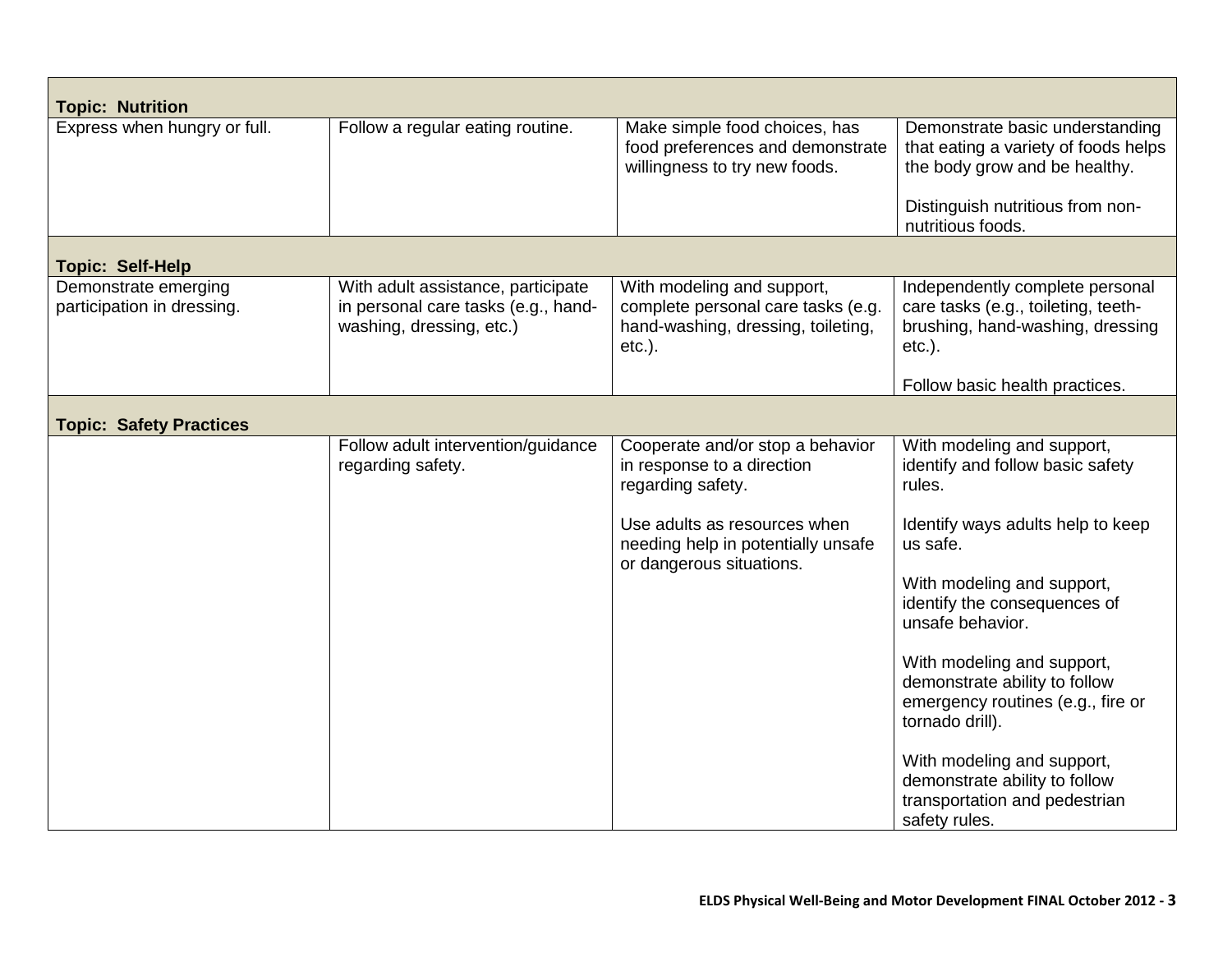| | | | |
|---|---|---|---|
| **Topic: Nutrition** | | | |
| Express when hungry or full. | Follow a regular eating routine. | Make simple food choices, has food preferences and demonstrate willingness to try new foods. | Demonstrate basic understanding that eating a variety of foods helps the body grow and be healthy.<br><br>Distinguish nutritious from non-nutritious foods. |
| **Topic: Self-Help** | | | |
| Demonstrate emerging participation in dressing. | With adult assistance, participate in personal care tasks (e.g., hand-washing, dressing, etc.) | With modeling and support, complete personal care tasks (e.g. hand-washing, dressing, toileting, etc.). | Independently complete personal care tasks (e.g., toileting, teeth-brushing, hand-washing, dressing etc.).<br><br>Follow basic health practices. |
| **Topic: Safety Practices** | | | |
| | Follow adult intervention/guidance regarding safety. | Cooperate and/or stop a behavior in response to a direction regarding safety.<br><br>Use adults as resources when needing help in potentially unsafe or dangerous situations. | With modeling and support, identify and follow basic safety rules.<br><br>Identify ways adults help to keep us safe.<br><br>With modeling and support, identify the consequences of unsafe behavior.<br><br>With modeling and support, demonstrate ability to follow emergency routines (e.g., fire or tornado drill).<br><br>With modeling and support, demonstrate ability to follow transportation and pedestrian safety rules. |